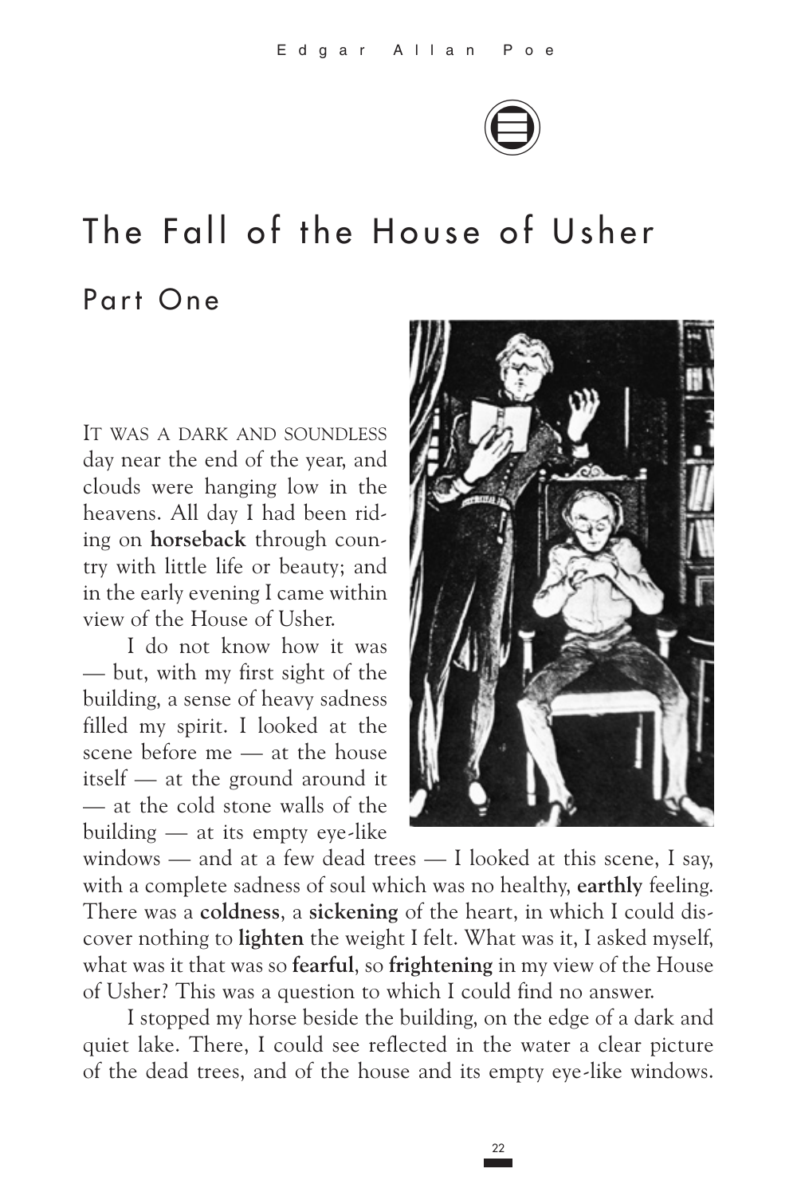# The Fall of the House of Usher

## Part One

IT WAS A DARK AND SOUNDLESS day near the end of the year, and clouds were hanging low in the heavens. All day I had been riding on **horseback** through country with little life or beauty; and in the early evening I came within view of the House of Usher.

I do not know how it was — but, with my first sight of the building, a sense of heavy sadness filled my spirit. I looked at the scene before me — at the house itself — at the ground around it — at the cold stone walls of the building — at its empty eye-like windows — and at a few dead trees — I looked at this scene, I say, with a complete sadness of soul which was no healthy, **earthly** feeling. There was a **coldness**, a **sickening** of the heart, in which I could discover nothing to **lighten** the weight I felt. What was it, I asked myself, what was it that was so **fearful**, so **frightening** in my view of the House of Usher? This was a question to which I could find no answer.

I stopped my horse beside the building, on the edge of a dark and quiet lake. There, I could see reflected in the water a clear picture of the dead trees, and of the house and its empty eye-like windows.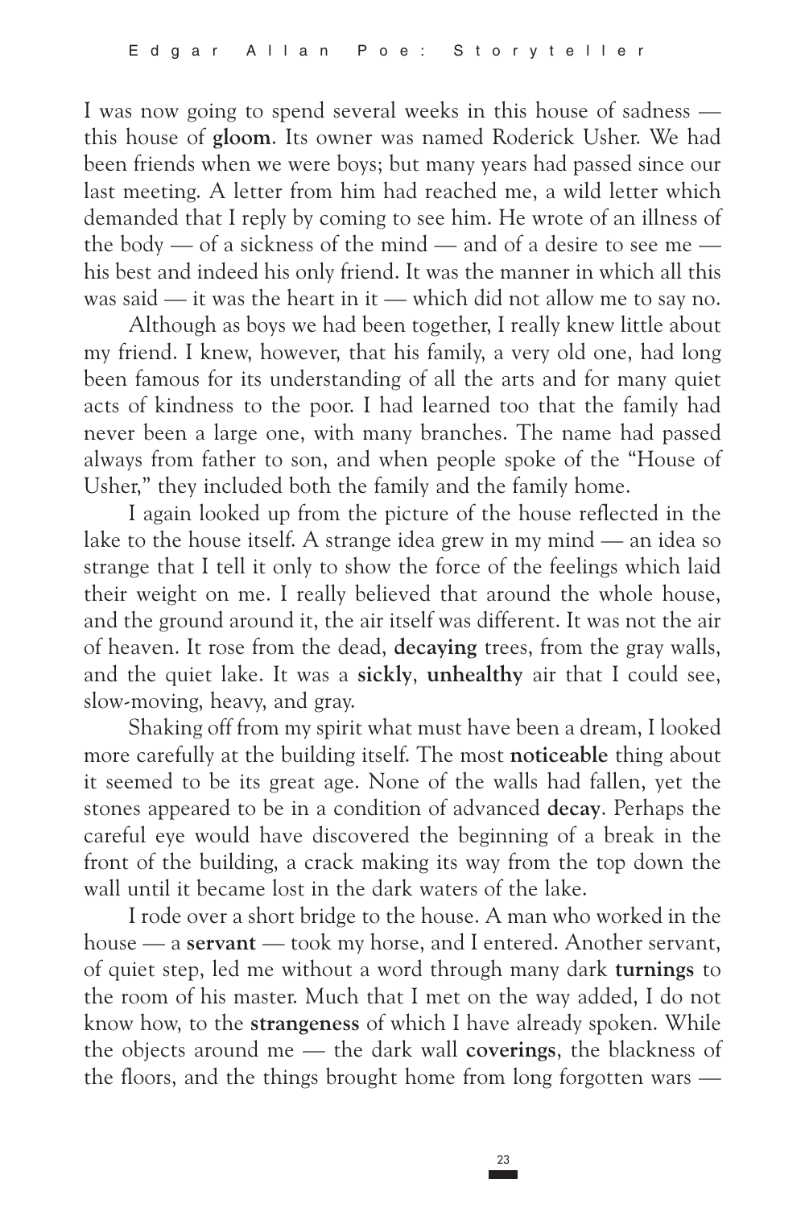I was now going to spend several weeks in this house of sadness — this house of **gloom**. Its owner was named Roderick Usher. We had been friends when we were boys; but many years had passed since our last meeting. A letter from him had reached me, a wild letter which demanded that I reply by coming to see him. He wrote of an illness of the body — of a sickness of the mind — and of a desire to see me — his best and indeed his only friend. It was the manner in which all this was said — it was the heart in it — which did not allow me to say no.

Although as boys we had been together, I really knew little about my friend. I knew, however, that his family, a very old one, had long been famous for its understanding of all the arts and for many quiet acts of kindness to the poor. I had learned too that the family had never been a large one, with many branches. The name had passed always from father to son, and when people spoke of the "House of Usher," they included both the family and the family home.

I again looked up from the picture of the house reflected in the lake to the house itself. A strange idea grew in my mind — an idea so strange that I tell it only to show the force of the feelings which laid their weight on me. I really believed that around the whole house, and the ground around it, the air itself was different. It was not the air of heaven. It rose from the dead, **decaying** trees, from the gray walls, and the quiet lake. It was a **sickly**, **unhealthy** air that I could see, slow-moving, heavy, and gray.

Shaking off from my spirit what must have been a dream, I looked more carefully at the building itself. The most **noticeable** thing about it seemed to be its great age. None of the walls had fallen, yet the stones appeared to be in a condition of advanced **decay**. Perhaps the careful eye would have discovered the beginning of a break in the front of the building, a crack making its way from the top down the wall until it became lost in the dark waters of the lake.

I rode over a short bridge to the house. A man who worked in the house — a **servant** — took my horse, and I entered. Another servant, of quiet step, led me without a word through many dark **turnings** to the room of his master. Much that I met on the way added, I do not know how, to the **strangeness** of which I have already spoken. While the objects around me — the dark wall **coverings**, the blackness of the floors, and the things brought home from long forgotten wars —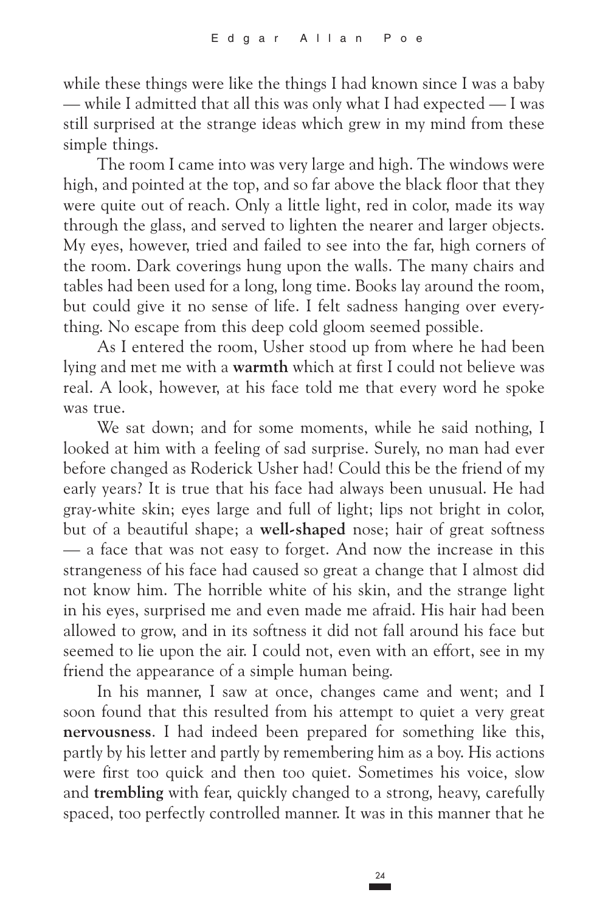while these things were like the things I had known since I was a baby — while I admitted that all this was only what I had expected — I was still surprised at the strange ideas which grew in my mind from these simple things.

The room I came into was very large and high. The windows were high, and pointed at the top, and so far above the black floor that they were quite out of reach. Only a little light, red in color, made its way through the glass, and served to lighten the nearer and larger objects. My eyes, however, tried and failed to see into the far, high corners of the room. Dark coverings hung upon the walls. The many chairs and tables had been used for a long, long time. Books lay around the room, but could give it no sense of life. I felt sadness hanging over everything. No escape from this deep cold gloom seemed possible.

As I entered the room, Usher stood up from where he had been lying and met me with a **warmth** which at first I could not believe was real. A look, however, at his face told me that every word he spoke was true.

We sat down; and for some moments, while he said nothing, I looked at him with a feeling of sad surprise. Surely, no man had ever before changed as Roderick Usher had! Could this be the friend of my early years? It is true that his face had always been unusual. He had gray-white skin; eyes large and full of light; lips not bright in color, but of a beautiful shape; a **well-shaped** nose; hair of great softness — a face that was not easy to forget. And now the increase in this strangeness of his face had caused so great a change that I almost did not know him. The horrible white of his skin, and the strange light in his eyes, surprised me and even made me afraid. His hair had been allowed to grow, and in its softness it did not fall around his face but seemed to lie upon the air. I could not, even with an effort, see in my friend the appearance of a simple human being.

In his manner, I saw at once, changes came and went; and I soon found that this resulted from his attempt to quiet a very great **nervousness**. I had indeed been prepared for something like this, partly by his letter and partly by remembering him as a boy. His actions were first too quick and then too quiet. Sometimes his voice, slow and **trembling** with fear, quickly changed to a strong, heavy, carefully spaced, too perfectly controlled manner. It was in this manner that he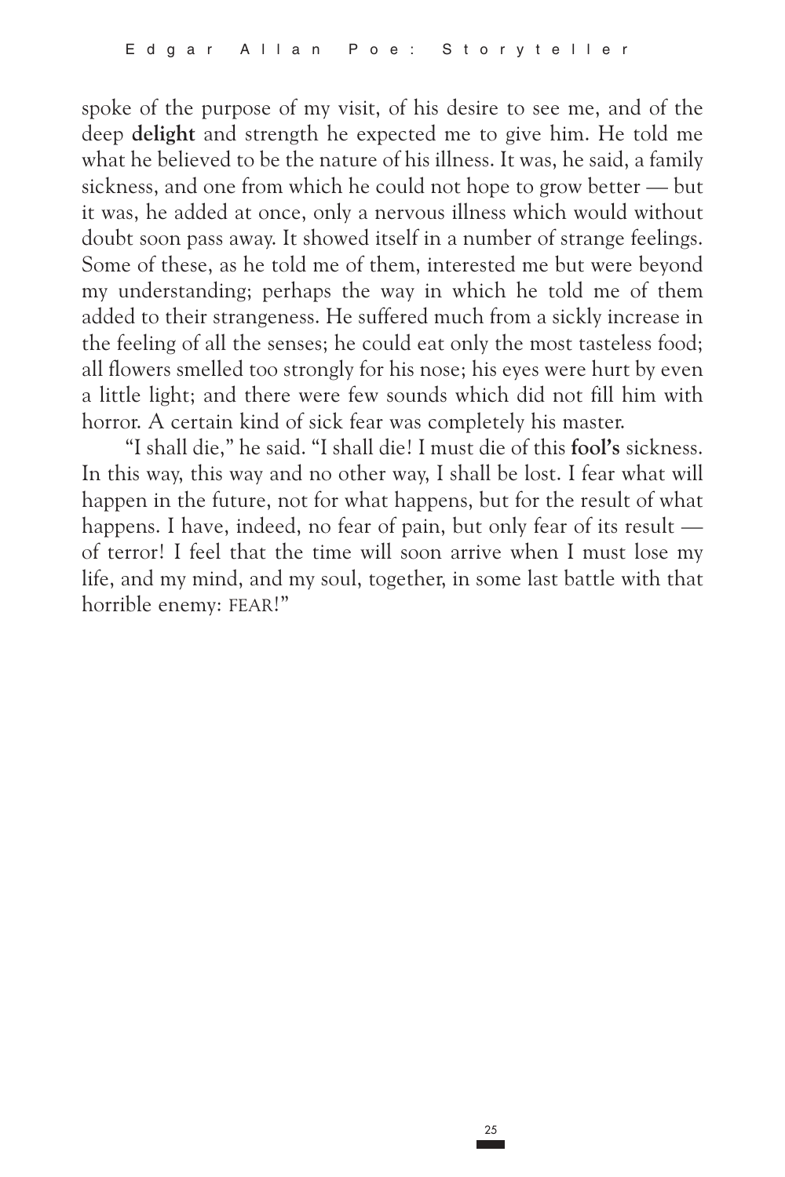spoke of the purpose of my visit, of his desire to see me, and of the deep **delight** and strength he expected me to give him. He told me what he believed to be the nature of his illness. It was, he said, a family sickness, and one from which he could not hope to grow better — but it was, he added at once, only a nervous illness which would without doubt soon pass away. It showed itself in a number of strange feelings. Some of these, as he told me of them, interested me but were beyond my understanding; perhaps the way in which he told me of them added to their strangeness. He suffered much from a sickly increase in the feeling of all the senses; he could eat only the most tasteless food; all flowers smelled too strongly for his nose; his eyes were hurt by even a little light; and there were few sounds which did not fill him with horror. A certain kind of sick fear was completely his master.

"I shall die," he said. "I shall die! I must die of this **fool's** sickness. In this way, this way and no other way, I shall be lost. I fear what will happen in the future, not for what happens, but for the result of what happens. I have, indeed, no fear of pain, but only fear of its result — of terror! I feel that the time will soon arrive when I must lose my life, and my mind, and my soul, together, in some last battle with that horrible enemy: FEAR!"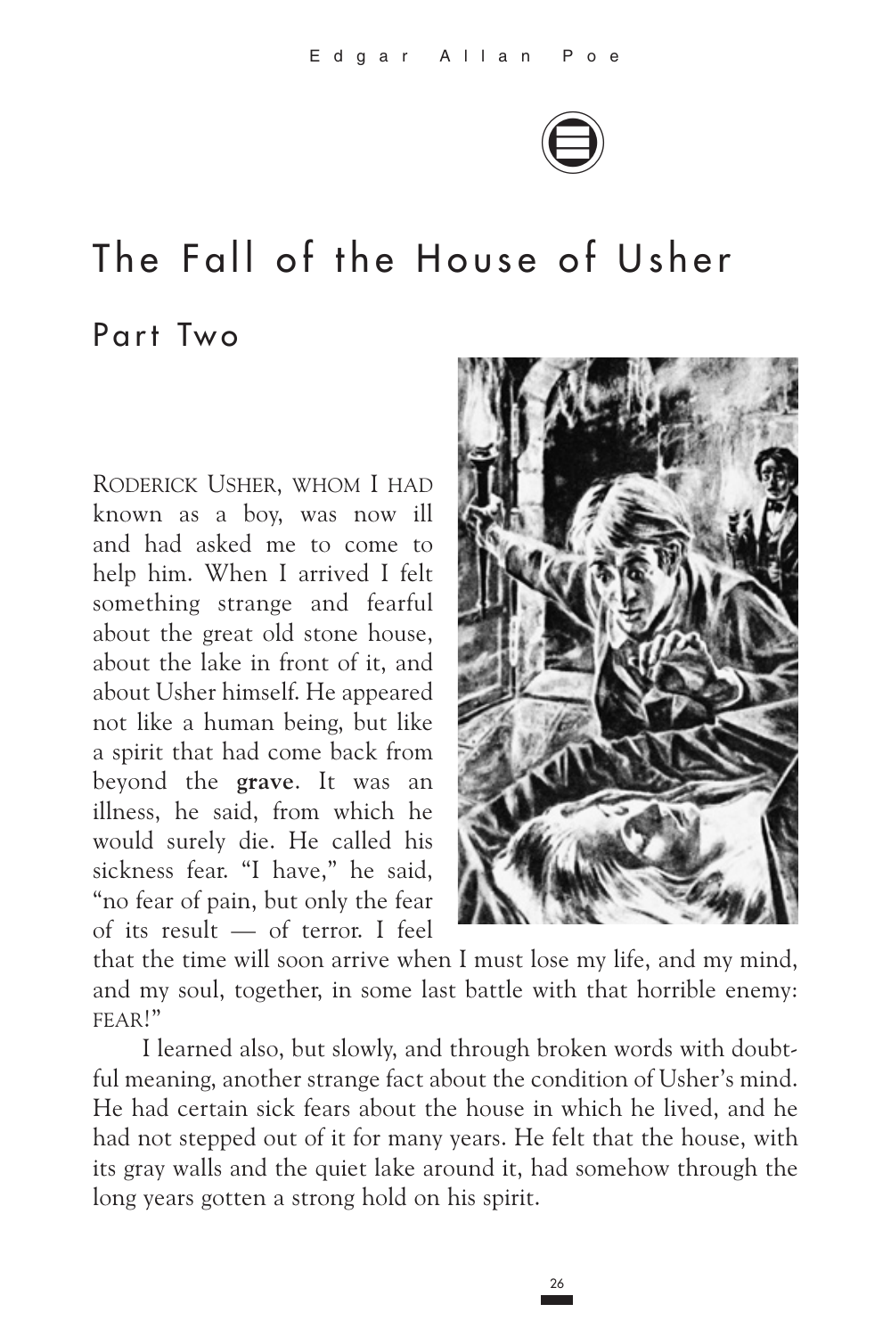# The Fall of the House of Usher

## Part Two

RODERICK USHER, WHOM I HAD known as a boy, was now ill and had asked me to come to help him. When I arrived I felt something strange and fearful about the great old stone house, about the lake in front of it, and about Usher himself. He appeared not like a human being, but like a spirit that had come back from beyond the **grave**. It was an illness, he said, from which he would surely die. He called his sickness fear. "I have," he said, "no fear of pain, but only the fear of its result — of terror. I feel that the time will soon arrive when I must lose my life, and my mind, and my soul, together, in some last battle with that horrible enemy: FEAR!"

I learned also, but slowly, and through broken words with doubtful meaning, another strange fact about the condition of Usher's mind. He had certain sick fears about the house in which he lived, and he had not stepped out of it for many years. He felt that the house, with its gray walls and the quiet lake around it, had somehow through the long years gotten a strong hold on his spirit.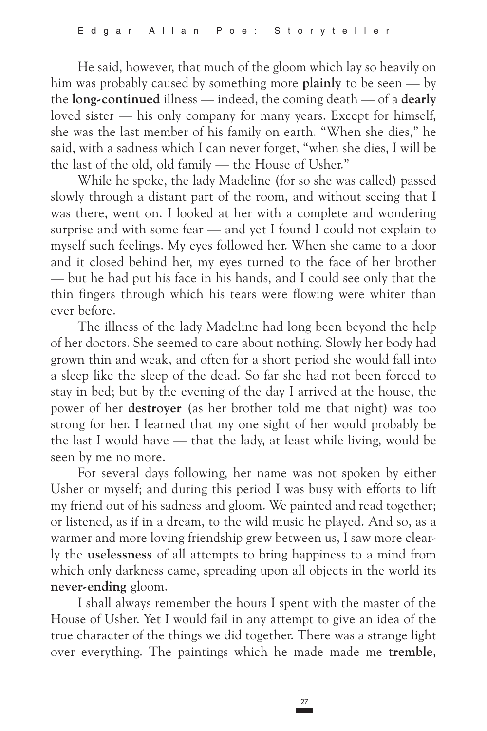He said, however, that much of the gloom which lay so heavily on him was probably caused by something more **plainly** to be seen — by the **long-continued** illness — indeed, the coming death — of a **dearly** loved sister — his only company for many years. Except for himself, she was the last member of his family on earth. "When she dies," he said, with a sadness which I can never forget, "when she dies, I will be the last of the old, old family — the House of Usher."

While he spoke, the lady Madeline (for so she was called) passed slowly through a distant part of the room, and without seeing that I was there, went on. I looked at her with a complete and wondering surprise and with some fear — and yet I found I could not explain to myself such feelings. My eyes followed her. When she came to a door and it closed behind her, my eyes turned to the face of her brother — but he had put his face in his hands, and I could see only that the thin fingers through which his tears were flowing were whiter than ever before.

The illness of the lady Madeline had long been beyond the help of her doctors. She seemed to care about nothing. Slowly her body had grown thin and weak, and often for a short period she would fall into a sleep like the sleep of the dead. So far she had not been forced to stay in bed; but by the evening of the day I arrived at the house, the power of her **destroyer** (as her brother told me that night) was too strong for her. I learned that my one sight of her would probably be the last I would have — that the lady, at least while living, would be seen by me no more.

For several days following, her name was not spoken by either Usher or myself; and during this period I was busy with efforts to lift my friend out of his sadness and gloom. We painted and read together; or listened, as if in a dream, to the wild music he played. And so, as a warmer and more loving friendship grew between us, I saw more clearly the **uselessness** of all attempts to bring happiness to a mind from which only darkness came, spreading upon all objects in the world its **never-ending** gloom.

I shall always remember the hours I spent with the master of the House of Usher. Yet I would fail in any attempt to give an idea of the true character of the things we did together. There was a strange light over everything. The paintings which he made made me **tremble**,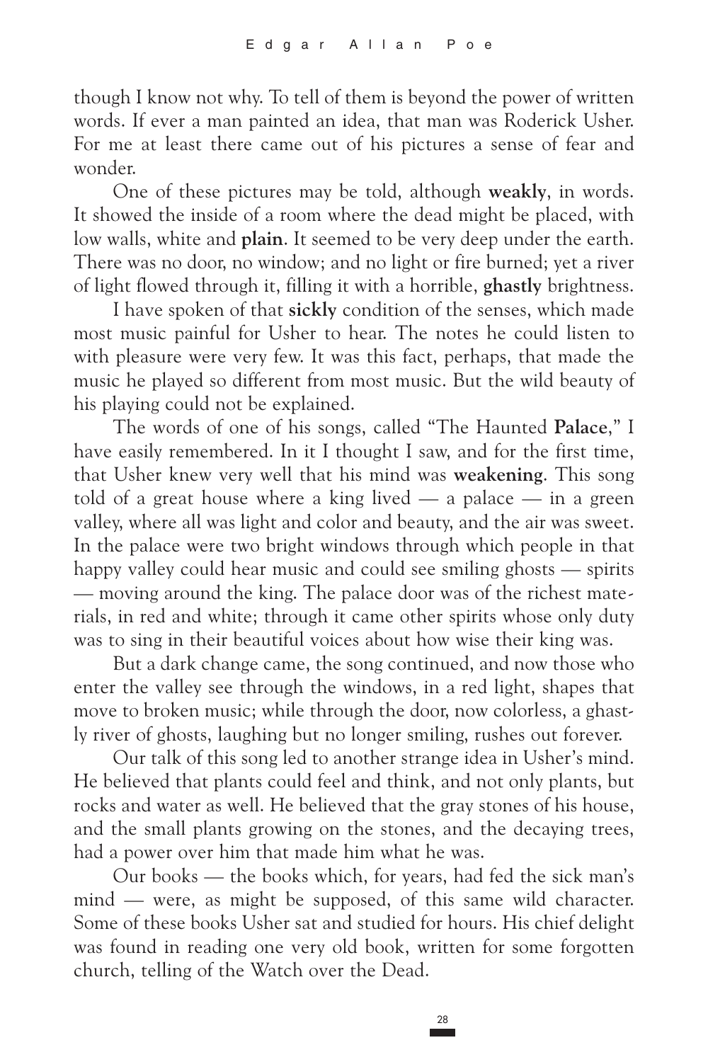though I know not why. To tell of them is beyond the power of written words. If ever a man painted an idea, that man was Roderick Usher. For me at least there came out of his pictures a sense of fear and wonder.

One of these pictures may be told, although **weakly**, in words. It showed the inside of a room where the dead might be placed, with low walls, white and **plain**. It seemed to be very deep under the earth. There was no door, no window; and no light or fire burned; yet a river of light flowed through it, filling it with a horrible, **ghastly** brightness.

I have spoken of that **sickly** condition of the senses, which made most music painful for Usher to hear. The notes he could listen to with pleasure were very few. It was this fact, perhaps, that made the music he played so different from most music. But the wild beauty of his playing could not be explained.

The words of one of his songs, called "The Haunted **Palace**," I have easily remembered. In it I thought I saw, and for the first time, that Usher knew very well that his mind was **weakening**. This song told of a great house where a king lived — a palace — in a green valley, where all was light and color and beauty, and the air was sweet. In the palace were two bright windows through which people in that happy valley could hear music and could see smiling ghosts — spirits — moving around the king. The palace door was of the richest materials, in red and white; through it came other spirits whose only duty was to sing in their beautiful voices about how wise their king was.

But a dark change came, the song continued, and now those who enter the valley see through the windows, in a red light, shapes that move to broken music; while through the door, now colorless, a ghastly river of ghosts, laughing but no longer smiling, rushes out forever.

Our talk of this song led to another strange idea in Usher's mind. He believed that plants could feel and think, and not only plants, but rocks and water as well. He believed that the gray stones of his house, and the small plants growing on the stones, and the decaying trees, had a power over him that made him what he was.

Our books — the books which, for years, had fed the sick man's mind — were, as might be supposed, of this same wild character. Some of these books Usher sat and studied for hours. His chief delight was found in reading one very old book, written for some forgotten church, telling of the Watch over the Dead.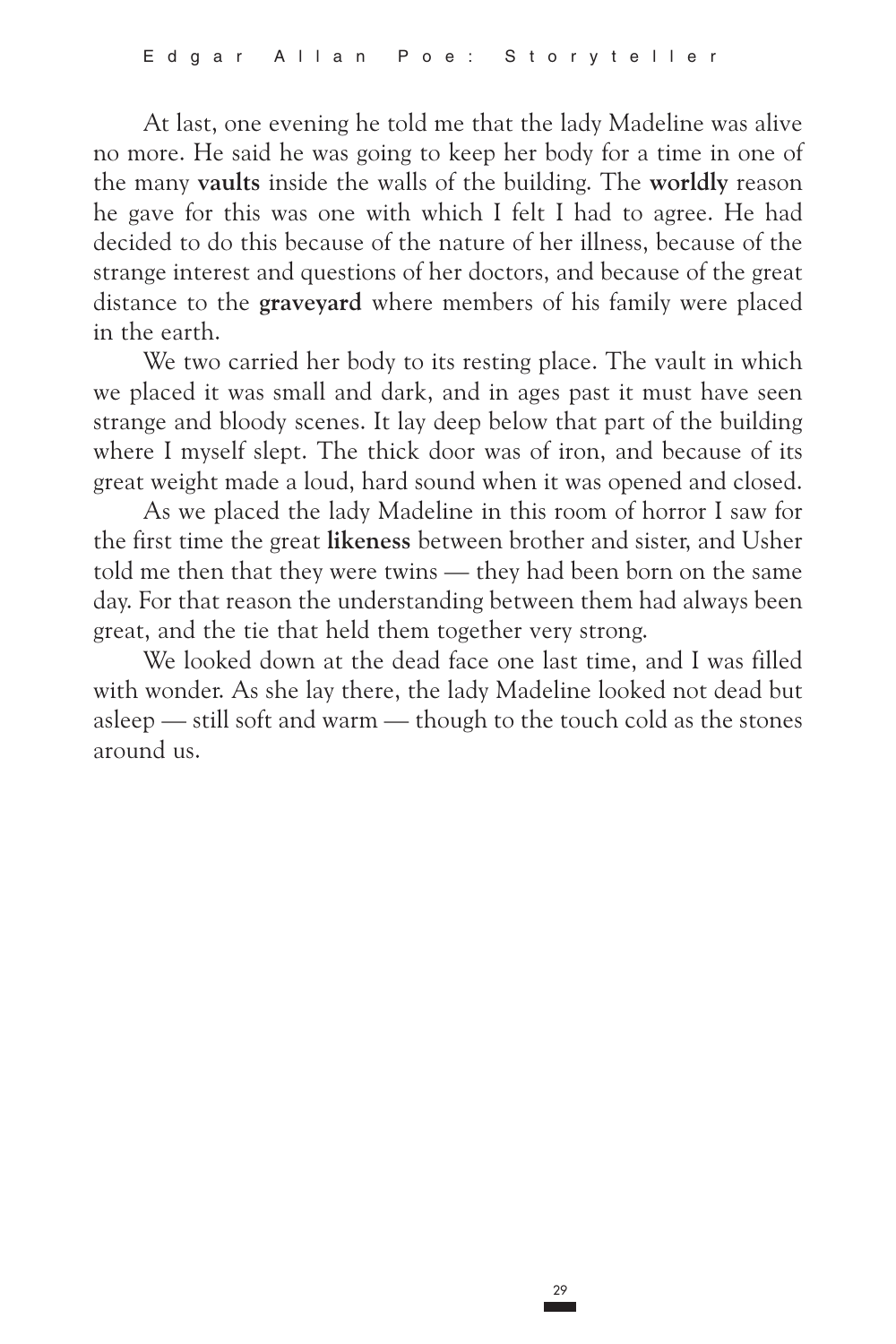At last, one evening he told me that the lady Madeline was alive no more. He said he was going to keep her body for a time in one of the many **vaults** inside the walls of the building. The **worldly** reason he gave for this was one with which I felt I had to agree. He had decided to do this because of the nature of her illness, because of the strange interest and questions of her doctors, and because of the great distance to the **graveyard** where members of his family were placed in the earth.

We two carried her body to its resting place. The vault in which we placed it was small and dark, and in ages past it must have seen strange and bloody scenes. It lay deep below that part of the building where I myself slept. The thick door was of iron, and because of its great weight made a loud, hard sound when it was opened and closed.

As we placed the lady Madeline in this room of horror I saw for the first time the great **likeness** between brother and sister, and Usher told me then that they were twins — they had been born on the same day. For that reason the understanding between them had always been great, and the tie that held them together very strong.

We looked down at the dead face one last time, and I was filled with wonder. As she lay there, the lady Madeline looked not dead but asleep — still soft and warm — though to the touch cold as the stones around us.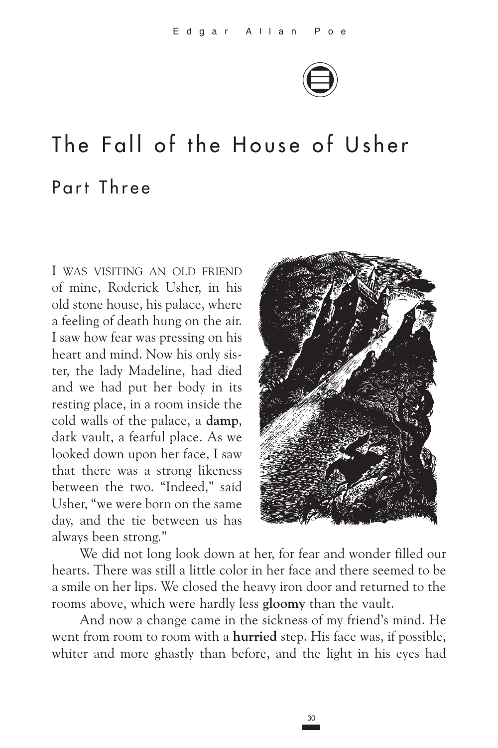# The Fall of the House of Usher

## Part Three

I WAS VISITING AN OLD FRIEND of mine, Roderick Usher, in his old stone house, his palace, where a feeling of death hung on the air. I saw how fear was pressing on his heart and mind. Now his only sister, the lady Madeline, had died and we had put her body in its resting place, in a room inside the cold walls of the palace, a **damp**, dark vault, a fearful place. As we looked down upon her face, I saw that there was a strong likeness between the two. "Indeed," said Usher, "we were born on the same day, and the tie between us has always been strong."

We did not long look down at her, for fear and wonder filled our hearts. There was still a little color in her face and there seemed to be a smile on her lips. We closed the heavy iron door and returned to the rooms above, which were hardly less **gloomy** than the vault.

And now a change came in the sickness of my friend's mind. He went from room to room with a **hurried** step. His face was, if possible, whiter and more ghastly than before, and the light in his eyes had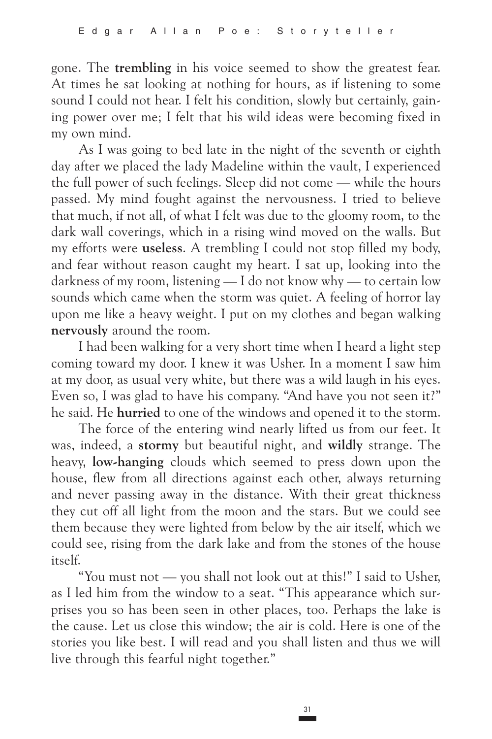gone. The **trembling** in his voice seemed to show the greatest fear. At times he sat looking at nothing for hours, as if listening to some sound I could not hear. I felt his condition, slowly but certainly, gaining power over me; I felt that his wild ideas were becoming fixed in my own mind.

As I was going to bed late in the night of the seventh or eighth day after we placed the lady Madeline within the vault, I experienced the full power of such feelings. Sleep did not come — while the hours passed. My mind fought against the nervousness. I tried to believe that much, if not all, of what I felt was due to the gloomy room, to the dark wall coverings, which in a rising wind moved on the walls. But my efforts were **useless**. A trembling I could not stop filled my body, and fear without reason caught my heart. I sat up, looking into the darkness of my room, listening — I do not know why — to certain low sounds which came when the storm was quiet. A feeling of horror lay upon me like a heavy weight. I put on my clothes and began walking **nervously** around the room.

I had been walking for a very short time when I heard a light step coming toward my door. I knew it was Usher. In a moment I saw him at my door, as usual very white, but there was a wild laugh in his eyes. Even so, I was glad to have his company. "And have you not seen it?" he said. He **hurried** to one of the windows and opened it to the storm.

The force of the entering wind nearly lifted us from our feet. It was, indeed, a **stormy** but beautiful night, and **wildly** strange. The heavy, **low-hanging** clouds which seemed to press down upon the house, flew from all directions against each other, always returning and never passing away in the distance. With their great thickness they cut off all light from the moon and the stars. But we could see them because they were lighted from below by the air itself, which we could see, rising from the dark lake and from the stones of the house itself.

"You must not — you shall not look out at this!" I said to Usher, as I led him from the window to a seat. "This appearance which surprises you so has been seen in other places, too. Perhaps the lake is the cause. Let us close this window; the air is cold. Here is one of the stories you like best. I will read and you shall listen and thus we will live through this fearful night together."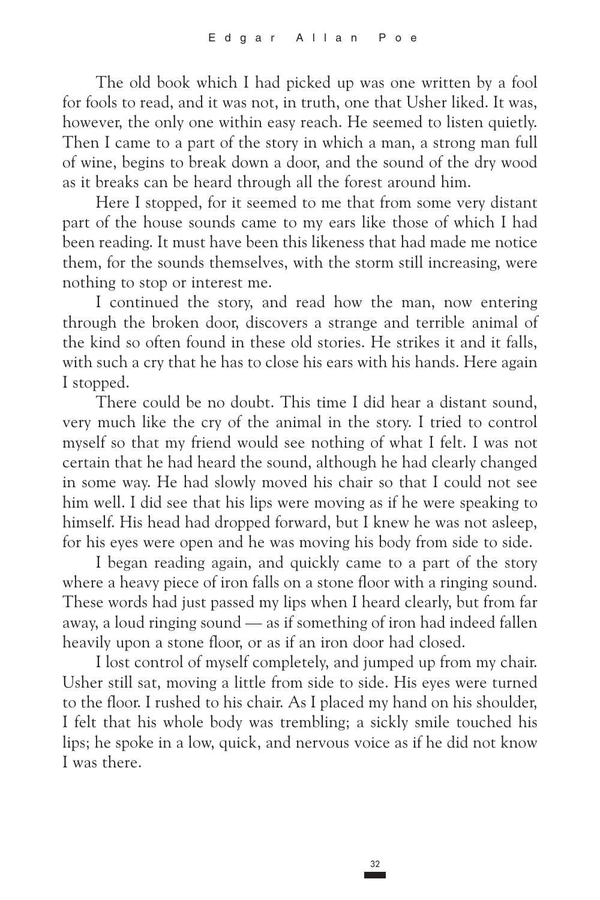The old book which I had picked up was one written by a fool for fools to read, and it was not, in truth, one that Usher liked. It was, however, the only one within easy reach. He seemed to listen quietly. Then I came to a part of the story in which a man, a strong man full of wine, begins to break down a door, and the sound of the dry wood as it breaks can be heard through all the forest around him.

Here I stopped, for it seemed to me that from some very distant part of the house sounds came to my ears like those of which I had been reading. It must have been this likeness that had made me notice them, for the sounds themselves, with the storm still increasing, were nothing to stop or interest me.

I continued the story, and read how the man, now entering through the broken door, discovers a strange and terrible animal of the kind so often found in these old stories. He strikes it and it falls, with such a cry that he has to close his ears with his hands. Here again I stopped.

There could be no doubt. This time I did hear a distant sound, very much like the cry of the animal in the story. I tried to control myself so that my friend would see nothing of what I felt. I was not certain that he had heard the sound, although he had clearly changed in some way. He had slowly moved his chair so that I could not see him well. I did see that his lips were moving as if he were speaking to himself. His head had dropped forward, but I knew he was not asleep, for his eyes were open and he was moving his body from side to side.

I began reading again, and quickly came to a part of the story where a heavy piece of iron falls on a stone floor with a ringing sound. These words had just passed my lips when I heard clearly, but from far away, a loud ringing sound — as if something of iron had indeed fallen heavily upon a stone floor, or as if an iron door had closed.

I lost control of myself completely, and jumped up from my chair. Usher still sat, moving a little from side to side. His eyes were turned to the floor. I rushed to his chair. As I placed my hand on his shoulder, I felt that his whole body was trembling; a sickly smile touched his lips; he spoke in a low, quick, and nervous voice as if he did not know I was there.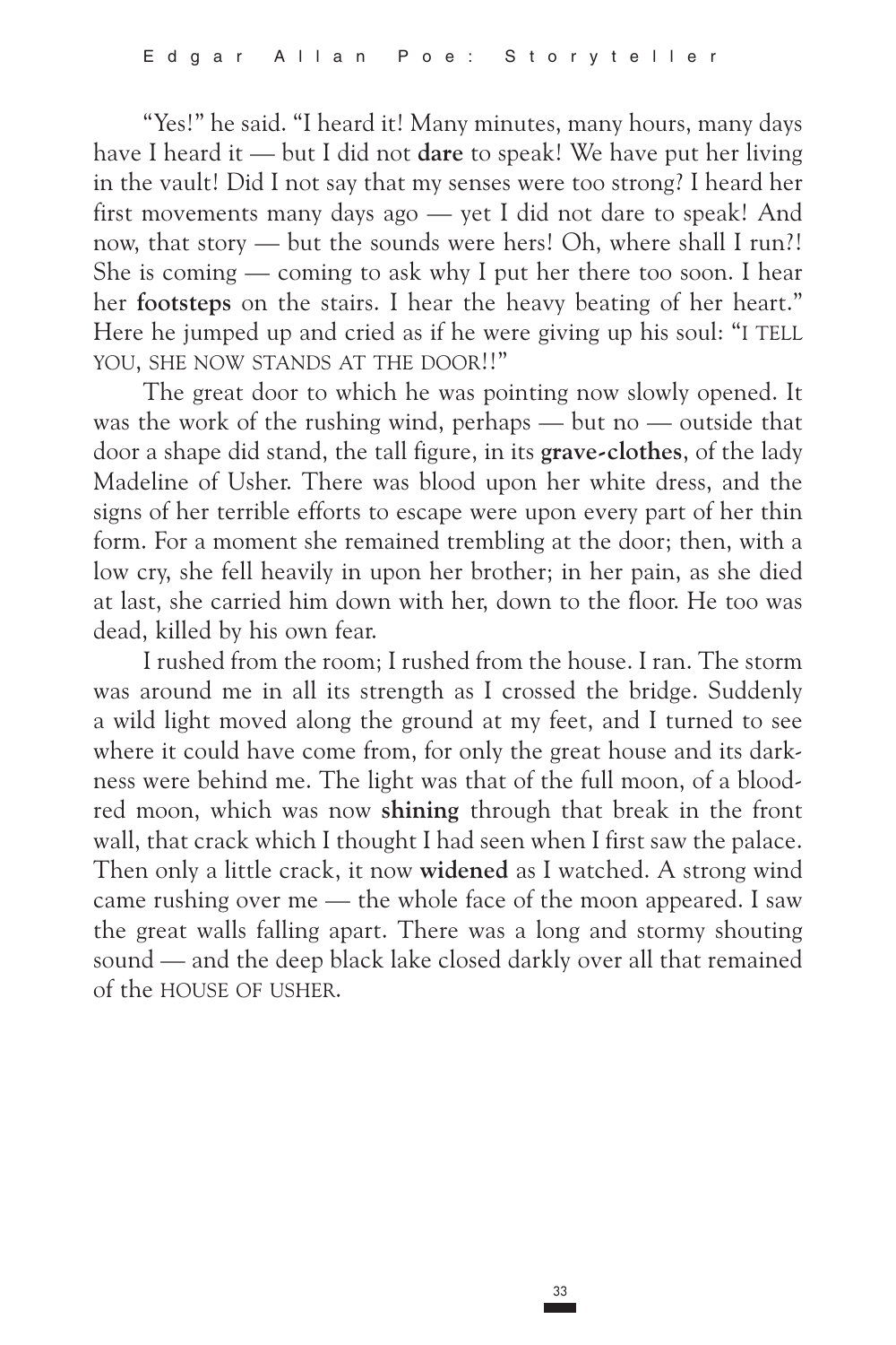"Yes!" he said. "I heard it! Many minutes, many hours, many days have I heard it — but I did not **dare** to speak! We have put her living in the vault! Did I not say that my senses were too strong? I heard her first movements many days ago — yet I did not dare to speak! And now, that story — but the sounds were hers! Oh, where shall I run?! She is coming — coming to ask why I put her there too soon. I hear her **footsteps** on the stairs. I hear the heavy beating of her heart." Here he jumped up and cried as if he were giving up his soul: "I TELL YOU, SHE NOW STANDS AT THE DOOR!!"

The great door to which he was pointing now slowly opened. It was the work of the rushing wind, perhaps — but no — outside that door a shape did stand, the tall figure, in its **grave-clothes**, of the lady Madeline of Usher. There was blood upon her white dress, and the signs of her terrible efforts to escape were upon every part of her thin form. For a moment she remained trembling at the door; then, with a low cry, she fell heavily in upon her brother; in her pain, as she died at last, she carried him down with her, down to the floor. He too was dead, killed by his own fear.

I rushed from the room; I rushed from the house. I ran. The storm was around me in all its strength as I crossed the bridge. Suddenly a wild light moved along the ground at my feet, and I turned to see where it could have come from, for only the great house and its darkness were behind me. The light was that of the full moon, of a blood-red moon, which was now **shining** through that break in the front wall, that crack which I thought I had seen when I first saw the palace. Then only a little crack, it now **widened** as I watched. A strong wind came rushing over me — the whole face of the moon appeared. I saw the great walls falling apart. There was a long and stormy shouting sound — and the deep black lake closed darkly over all that remained of the HOUSE OF USHER.